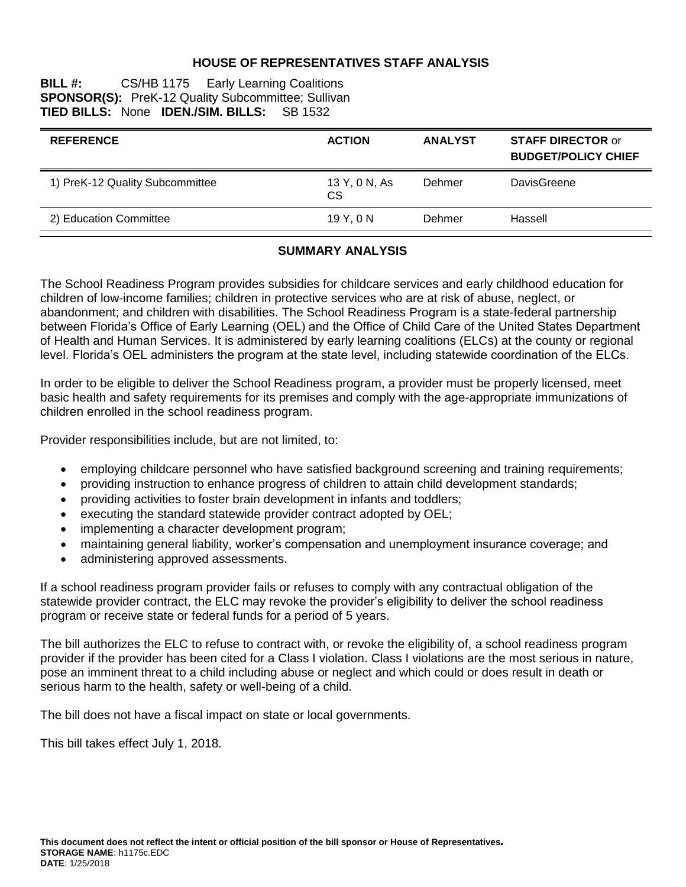# HOUSE OF REPRESENTATIVES STAFF ANALYSIS

**BILL #:** CS/HB 1175 Early Learning Coalitions
**SPONSOR(S):** PreK-12 Quality Subcommittee; Sullivan
**TIED BILLS:** None **IDEN./SIM. BILLS:** SB 1532

| REFERENCE | ACTION | ANALYST | STAFF DIRECTOR or BUDGET/POLICY CHIEF |
|---|---|---|---|
| 1) PreK-12 Quality Subcommittee | 13 Y, 0 N, As CS | Dehmer | DavisGreene |
| 2) Education Committee | 19 Y, 0 N | Dehmer | Hassell |

## SUMMARY ANALYSIS

The School Readiness Program provides subsidies for childcare services and early childhood education for children of low-income families; children in protective services who are at risk of abuse, neglect, or abandonment; and children with disabilities. The School Readiness Program is a state-federal partnership between Florida's Office of Early Learning (OEL) and the Office of Child Care of the United States Department of Health and Human Services. It is administered by early learning coalitions (ELCs) at the county or regional level. Florida's OEL administers the program at the state level, including statewide coordination of the ELCs.

In order to be eligible to deliver the School Readiness program, a provider must be properly licensed, meet basic health and safety requirements for its premises and comply with the age-appropriate immunizations of children enrolled in the school readiness program.

Provider responsibilities include, but are not limited, to:

- employing childcare personnel who have satisfied background screening and training requirements;
- providing instruction to enhance progress of children to attain child development standards;
- providing activities to foster brain development in infants and toddlers;
- executing the standard statewide provider contract adopted by OEL;
- implementing a character development program;
- maintaining general liability, worker's compensation and unemployment insurance coverage; and
- administering approved assessments.

If a school readiness program provider fails or refuses to comply with any contractual obligation of the statewide provider contract, the ELC may revoke the provider's eligibility to deliver the school readiness program or receive state or federal funds for a period of 5 years.

The bill authorizes the ELC to refuse to contract with, or revoke the eligibility of, a school readiness program provider if the provider has been cited for a Class I violation. Class I violations are the most serious in nature, pose an imminent threat to a child including abuse or neglect and which could or does result in death or serious harm to the health, safety or well-being of a child.

The bill does not have a fiscal impact on state or local governments.

This bill takes effect July 1, 2018.

**This document does not reflect the intent or official position of the bill sponsor or House of Representatives.**
**STORAGE NAME**: h1175c.EDC
**DATE**: 1/25/2018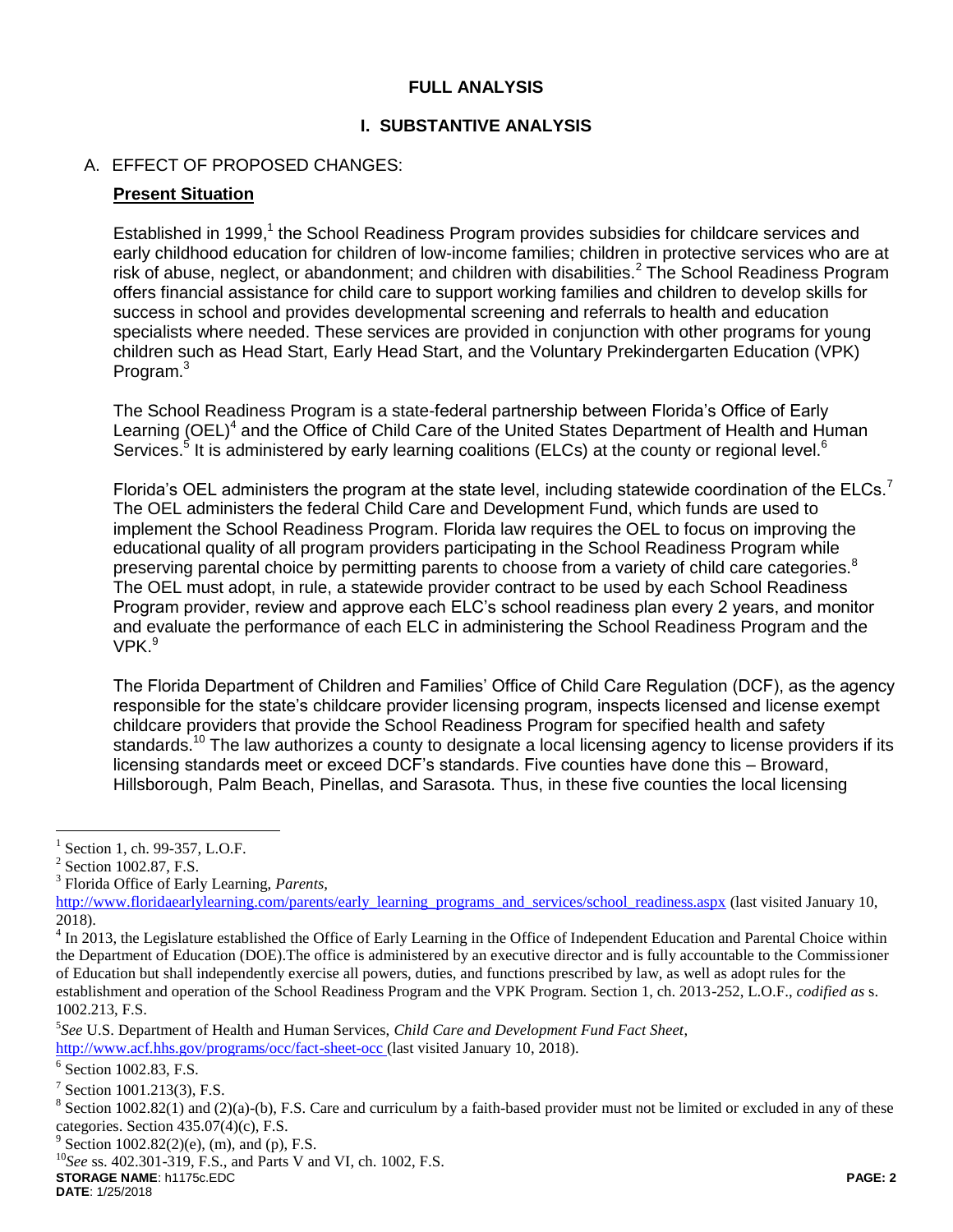## FULL ANALYSIS

## I. SUBSTANTIVE ANALYSIS

### A. EFFECT OF PROPOSED CHANGES:

**Present Situation**

Established in 1999,[1] the School Readiness Program provides subsidies for childcare services and early childhood education for children of low-income families; children in protective services who are at risk of abuse, neglect, or abandonment; and children with disabilities.[2] The School Readiness Program offers financial assistance for child care to support working families and children to develop skills for success in school and provides developmental screening and referrals to health and education specialists where needed. These services are provided in conjunction with other programs for young children such as Head Start, Early Head Start, and the Voluntary Prekindergarten Education (VPK) Program.[3]

The School Readiness Program is a state-federal partnership between Florida's Office of Early Learning (OEL)[4] and the Office of Child Care of the United States Department of Health and Human Services.[5] It is administered by early learning coalitions (ELCs) at the county or regional level.[6]

Florida's OEL administers the program at the state level, including statewide coordination of the ELCs.[7] The OEL administers the federal Child Care and Development Fund, which funds are used to implement the School Readiness Program. Florida law requires the OEL to focus on improving the educational quality of all program providers participating in the School Readiness Program while preserving parental choice by permitting parents to choose from a variety of child care categories.[8] The OEL must adopt, in rule, a statewide provider contract to be used by each School Readiness Program provider, review and approve each ELC's school readiness plan every 2 years, and monitor and evaluate the performance of each ELC in administering the School Readiness Program and the VPK.[9]

The Florida Department of Children and Families' Office of Child Care Regulation (DCF), as the agency responsible for the state's childcare provider licensing program, inspects licensed and license exempt childcare providers that provide the School Readiness Program for specified health and safety standards.[10] The law authorizes a county to designate a local licensing agency to license providers if its licensing standards meet or exceed DCF's standards. Five counties have done this – Broward, Hillsborough, Palm Beach, Pinellas, and Sarasota. Thus, in these five counties the local licensing

---

[1] Section 1, ch. 99-357, L.O.F.

[2] Section 1002.87, F.S.

[3] Florida Office of Early Learning, *Parents*, http://www.floridaearlylearning.com/parents/early_learning_programs_and_services/school_readiness.aspx (last visited January 10, 2018).

[4] In 2013, the Legislature established the Office of Early Learning in the Office of Independent Education and Parental Choice within the Department of Education (DOE).The office is administered by an executive director and is fully accountable to the Commissioner of Education but shall independently exercise all powers, duties, and functions prescribed by law, as well as adopt rules for the establishment and operation of the School Readiness Program and the VPK Program. Section 1, ch. 2013-252, L.O.F., *codified as* s. 1002.213, F.S.

[5] *See* U.S. Department of Health and Human Services, *Child Care and Development Fund Fact Sheet*, http://www.acf.hhs.gov/programs/occ/fact-sheet-occ (last visited January 10, 2018).

[6] Section 1002.83, F.S.

[7] Section 1001.213(3), F.S.

[8] Section 1002.82(1) and (2)(a)-(b), F.S. Care and curriculum by a faith-based provider must not be limited or excluded in any of these categories. Section 435.07(4)(c), F.S.

[9] Section 1002.82(2)(e), (m), and (p), F.S.

[10] *See* ss. 402.301-319, F.S., and Parts V and VI, ch. 1002, F.S.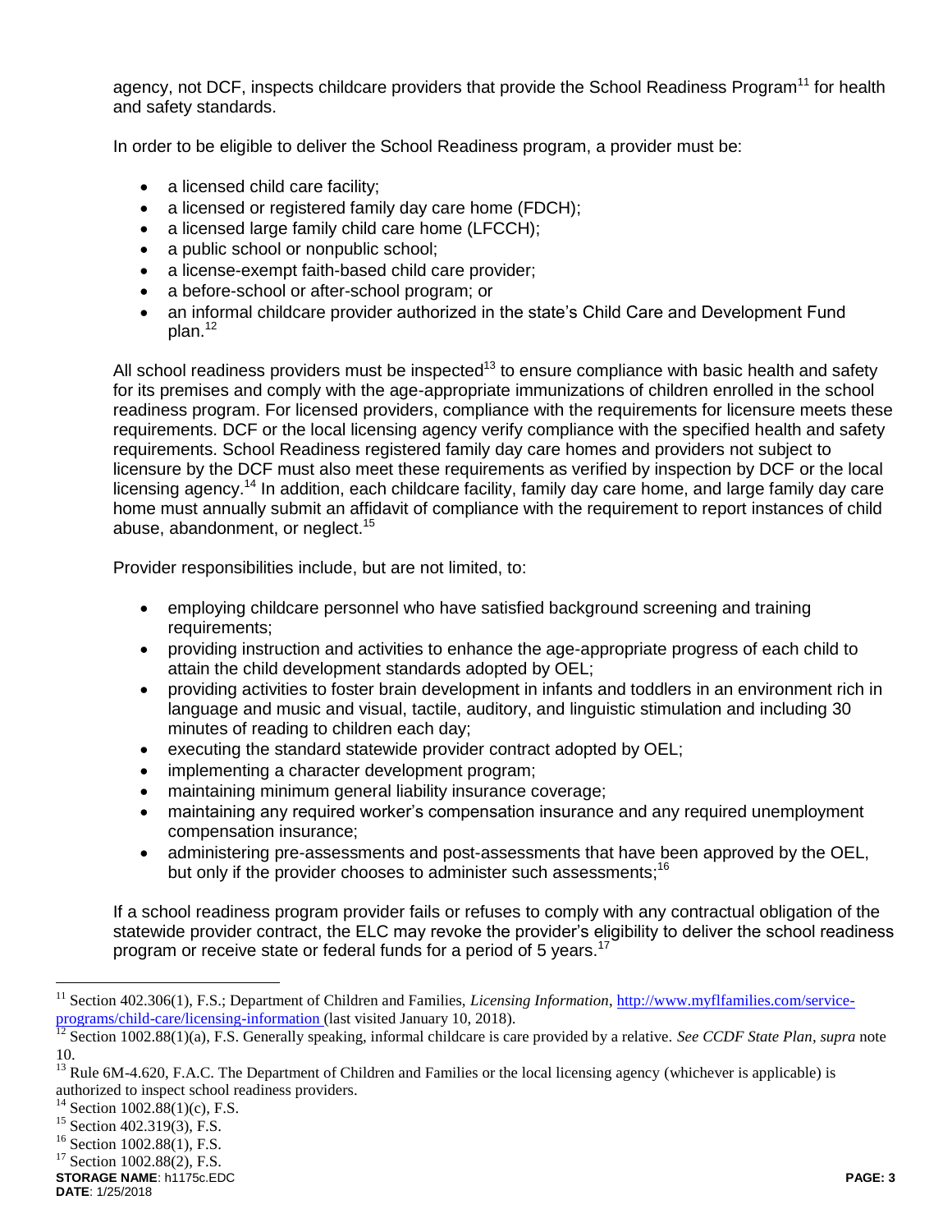agency, not DCF, inspects childcare providers that provide the School Readiness Program[11] for health and safety standards.

In order to be eligible to deliver the School Readiness program, a provider must be:

- a licensed child care facility;
- a licensed or registered family day care home (FDCH);
- a licensed large family child care home (LFCCH);
- a public school or nonpublic school;
- a license-exempt faith-based child care provider;
- a before-school or after-school program; or
- an informal childcare provider authorized in the state's Child Care and Development Fund plan.[12]

All school readiness providers must be inspected[13] to ensure compliance with basic health and safety for its premises and comply with the age-appropriate immunizations of children enrolled in the school readiness program. For licensed providers, compliance with the requirements for licensure meets these requirements. DCF or the local licensing agency verify compliance with the specified health and safety requirements. School Readiness registered family day care homes and providers not subject to licensure by the DCF must also meet these requirements as verified by inspection by DCF or the local licensing agency.[14] In addition, each childcare facility, family day care home, and large family day care home must annually submit an affidavit of compliance with the requirement to report instances of child abuse, abandonment, or neglect.[15]

Provider responsibilities include, but are not limited, to:

- employing childcare personnel who have satisfied background screening and training requirements;
- providing instruction and activities to enhance the age-appropriate progress of each child to attain the child development standards adopted by OEL;
- providing activities to foster brain development in infants and toddlers in an environment rich in language and music and visual, tactile, auditory, and linguistic stimulation and including 30 minutes of reading to children each day;
- executing the standard statewide provider contract adopted by OEL;
- implementing a character development program;
- maintaining minimum general liability insurance coverage;
- maintaining any required worker's compensation insurance and any required unemployment compensation insurance;
- administering pre-assessments and post-assessments that have been approved by the OEL, but only if the provider chooses to administer such assessments;[16]

If a school readiness program provider fails or refuses to comply with any contractual obligation of the statewide provider contract, the ELC may revoke the provider's eligibility to deliver the school readiness program or receive state or federal funds for a period of 5 years.[17]

---

[11] Section 402.306(1), F.S.; Department of Children and Families, *Licensing Information*, http://www.myflfamilies.com/service-programs/child-care/licensing-information (last visited January 10, 2018).

[12] Section 1002.88(1)(a), F.S. Generally speaking, informal childcare is care provided by a relative. *See CCDF State Plan, supra* note 10.

[13] Rule 6M-4.620, F.A.C. The Department of Children and Families or the local licensing agency (whichever is applicable) is authorized to inspect school readiness providers.

[14] Section 1002.88(1)(c), F.S.

[15] Section 402.319(3), F.S.

[16] Section 1002.88(1), F.S.

[17] Section 1002.88(2), F.S.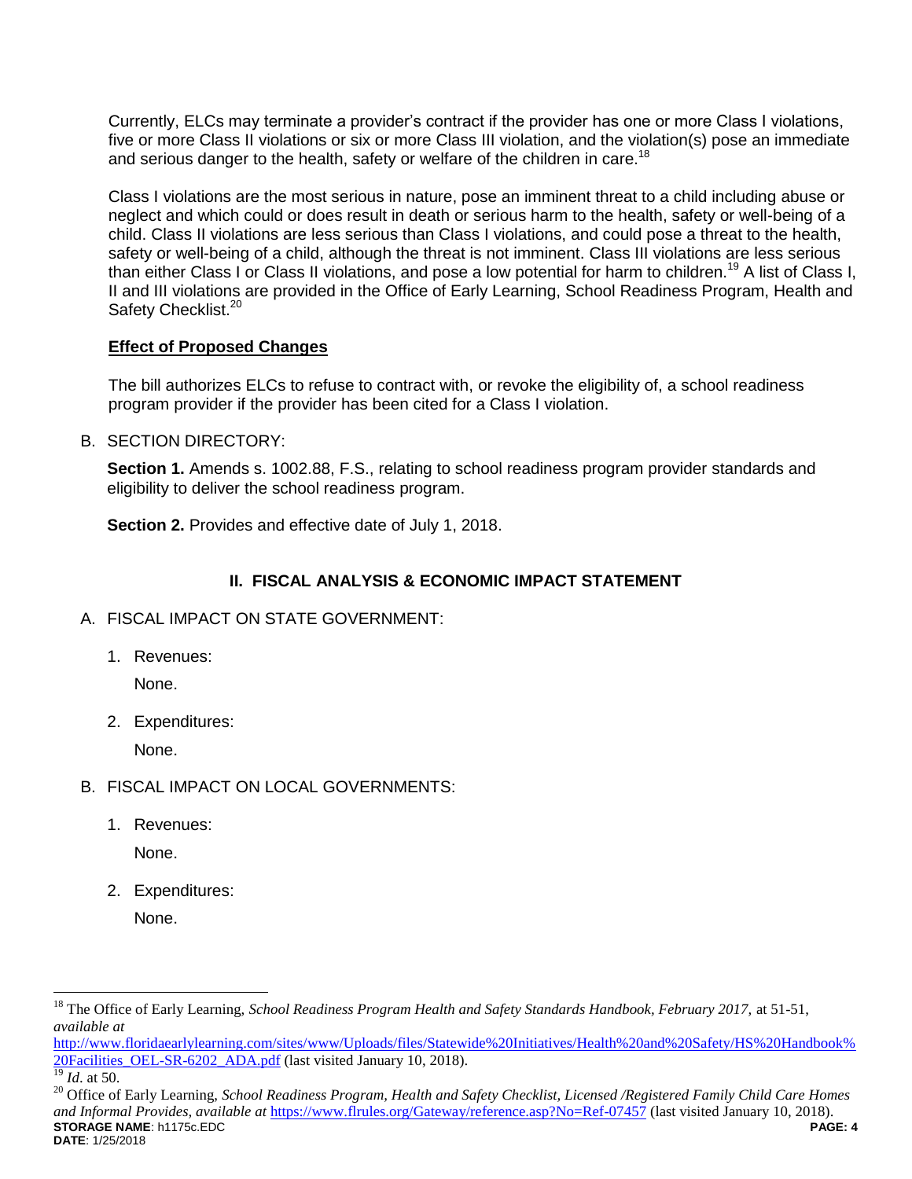Currently, ELCs may terminate a provider's contract if the provider has one or more Class I violations, five or more Class II violations or six or more Class III violation, and the violation(s) pose an immediate and serious danger to the health, safety or welfare of the children in care.[18]

Class I violations are the most serious in nature, pose an imminent threat to a child including abuse or neglect and which could or does result in death or serious harm to the health, safety or well-being of a child. Class II violations are less serious than Class I violations, and could pose a threat to the health, safety or well-being of a child, although the threat is not imminent. Class III violations are less serious than either Class I or Class II violations, and pose a low potential for harm to children.[19] A list of Class I, II and III violations are provided in the Office of Early Learning, School Readiness Program, Health and Safety Checklist.[20]

**Effect of Proposed Changes**

The bill authorizes ELCs to refuse to contract with, or revoke the eligibility of, a school readiness program provider if the provider has been cited for a Class I violation.

B. SECTION DIRECTORY:

**Section 1.** Amends s. 1002.88, F.S., relating to school readiness program provider standards and eligibility to deliver the school readiness program.

**Section 2.** Provides and effective date of July 1, 2018.

## II. FISCAL ANALYSIS & ECONOMIC IMPACT STATEMENT

A. FISCAL IMPACT ON STATE GOVERNMENT:

1. Revenues:

   None.

2. Expenditures:

   None.

B. FISCAL IMPACT ON LOCAL GOVERNMENTS:

1. Revenues:

   None.

2. Expenditures:

   None.

---

[18] The Office of Early Learning, *School Readiness Program Health and Safety Standards Handbook, February 2017*, at 51-51, *available at* http://www.floridaearlylearning.com/sites/www/Uploads/files/Statewide%20Initiatives/Health%20and%20Safety/HS%20Handbook%20Facilities_OEL-SR-6202_ADA.pdf (last visited January 10, 2018).

[19] *Id*. at 50.

[20] Office of Early Learning, *School Readiness Program, Health and Safety Checklist, Licensed /Registered Family Child Care Homes and Informal Provides, available at* https://www.flrules.org/Gateway/reference.asp?No=Ref-07457 (last visited January 10, 2018).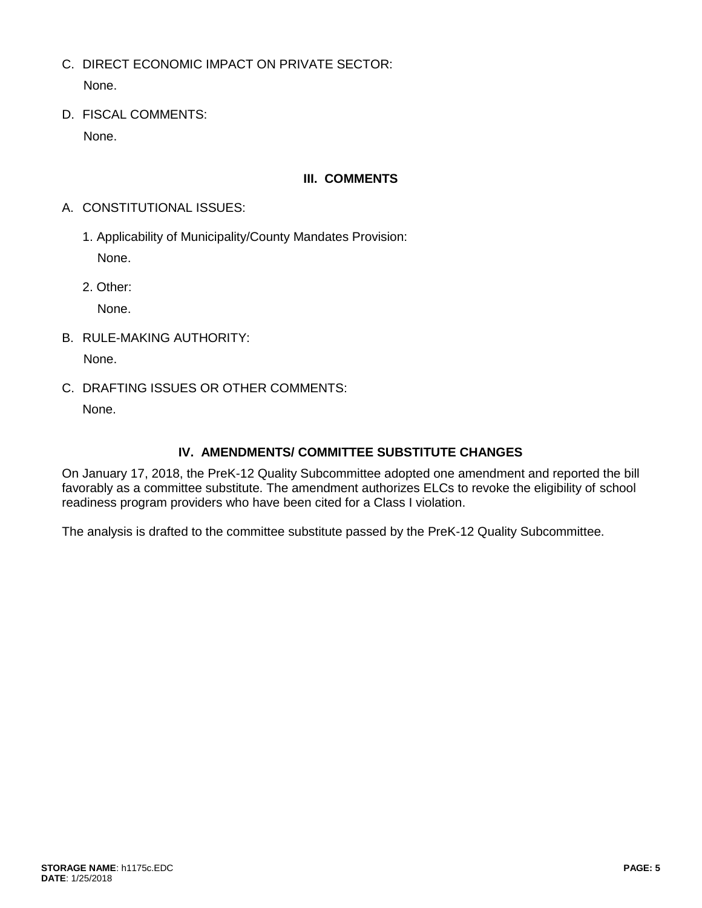C. DIRECT ECONOMIC IMPACT ON PRIVATE SECTOR:

None.

D. FISCAL COMMENTS:

None.

## III. COMMENTS

A. CONSTITUTIONAL ISSUES:

1. Applicability of Municipality/County Mandates Provision:

None.

2. Other:

None.

B. RULE-MAKING AUTHORITY:

None.

C. DRAFTING ISSUES OR OTHER COMMENTS:

None.

## IV. AMENDMENTS/ COMMITTEE SUBSTITUTE CHANGES

On January 17, 2018, the PreK-12 Quality Subcommittee adopted one amendment and reported the bill favorably as a committee substitute. The amendment authorizes ELCs to revoke the eligibility of school readiness program providers who have been cited for a Class I violation.

The analysis is drafted to the committee substitute passed by the PreK-12 Quality Subcommittee.